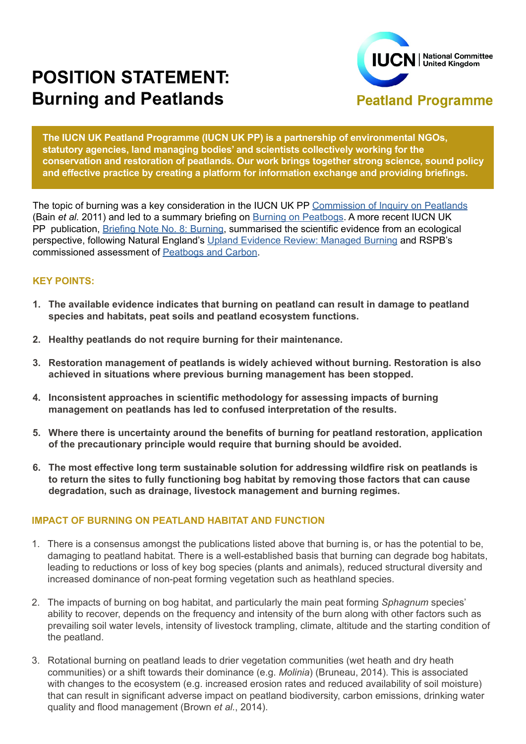# POSITION STATEMENT: Burning and Peatlands

IUCN | National Committee United Kingdom

Peatland Programme

**The IUCN UK Peatland Programme (IUCN UK PP) is a partnership of environmental NGOs, statutory agencies, land managing bodies' and scientists collectively working for the conservation and restoration of peatlands. Our work brings together strong science, sound policy and effective practice by creating a platform for information exchange and providing briefings.**

The topic of burning was a key consideration in the IUCN UK PP Commission of Inquiry on Peatlands (Bain *et al.* 2011) and led to a summary briefing on Burning on Peatbogs. A more recent IUCN UK PP publication, Briefing Note No. 8: Burning, summarised the scientific evidence from an ecological perspective, following Natural England's Upland Evidence Review: Managed Burning and RSPB's commissioned assessment of Peatbogs and Carbon.

## KEY POINTS:

1. **The available evidence indicates that burning on peatland can result in damage to peatland species and habitats, peat soils and peatland ecosystem functions.**
2. **Healthy peatlands do not require burning for their maintenance.**
3. **Restoration management of peatlands is widely achieved without burning. Restoration is also achieved in situations where previous burning management has been stopped.**
4. **Inconsistent approaches in scientific methodology for assessing impacts of burning management on peatlands has led to confused interpretation of the results.**
5. **Where there is uncertainty around the benefits of burning for peatland restoration, application of the precautionary principle would require that burning should be avoided.**
6. **The most effective long term sustainable solution for addressing wildfire risk on peatlands is to return the sites to fully functioning bog habitat by removing those factors that can cause degradation, such as drainage, livestock management and burning regimes.**

## IMPACT OF BURNING ON PEATLAND HABITAT AND FUNCTION

1. There is a consensus amongst the publications listed above that burning is, or has the potential to be, damaging to peatland habitat. There is a well-established basis that burning can degrade bog habitats, leading to reductions or loss of key bog species (plants and animals), reduced structural diversity and increased dominance of non-peat forming vegetation such as heathland species.
2. The impacts of burning on bog habitat, and particularly the main peat forming *Sphagnum* species' ability to recover, depends on the frequency and intensity of the burn along with other factors such as prevailing soil water levels, intensity of livestock trampling, climate, altitude and the starting condition of the peatland.
3. Rotational burning on peatland leads to drier vegetation communities (wet heath and dry heath communities) or a shift towards their dominance (e.g. *Molinia*) (Bruneau, 2014). This is associated with changes to the ecosystem (e.g. increased erosion rates and reduced availability of soil moisture) that can result in significant adverse impact on peatland biodiversity, carbon emissions, drinking water quality and flood management (Brown *et al.*, 2014).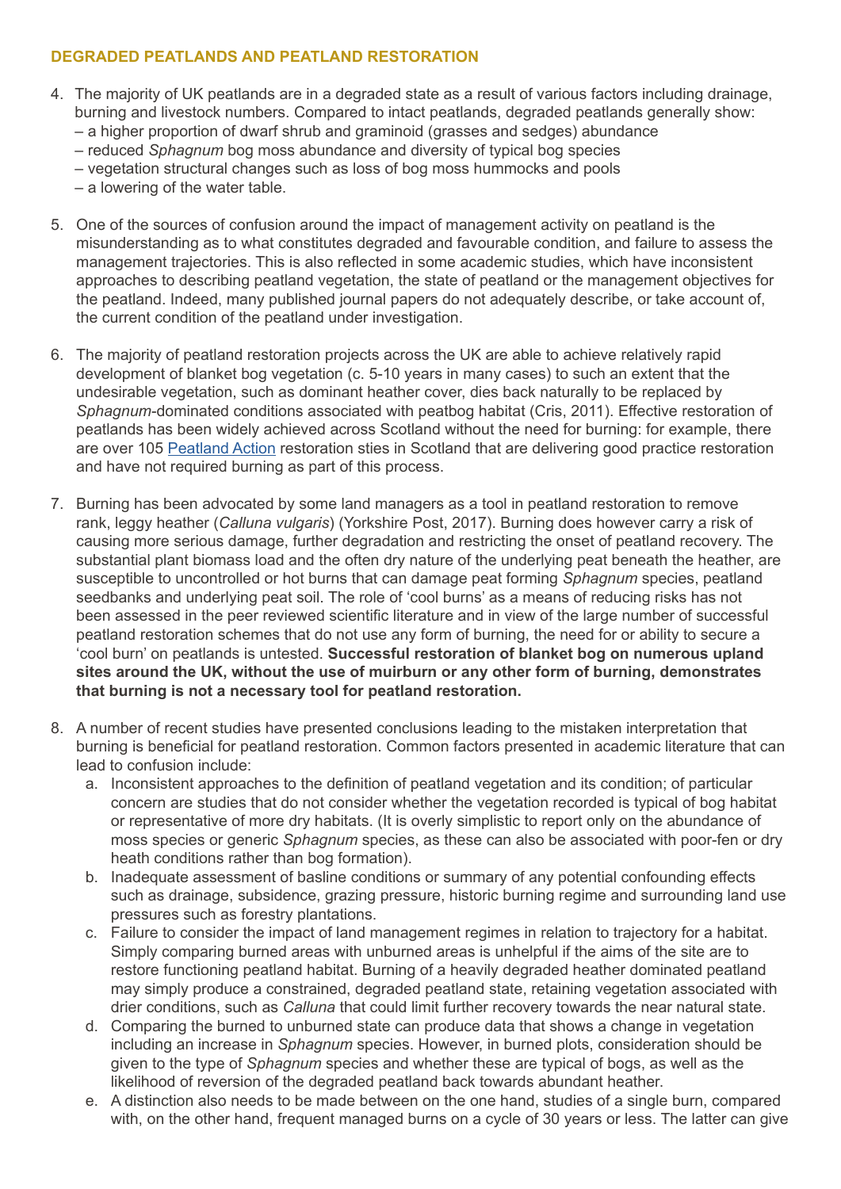## DEGRADED PEATLANDS AND PEATLAND RESTORATION

4. The majority of UK peatlands are in a degraded state as a result of various factors including drainage, burning and livestock numbers. Compared to intact peatlands, degraded peatlands generally show:
   – a higher proportion of dwarf shrub and graminoid (grasses and sedges) abundance
   – reduced *Sphagnum* bog moss abundance and diversity of typical bog species
   – vegetation structural changes such as loss of bog moss hummocks and pools
   – a lowering of the water table.

5. One of the sources of confusion around the impact of management activity on peatland is the misunderstanding as to what constitutes degraded and favourable condition, and failure to assess the management trajectories. This is also reflected in some academic studies, which have inconsistent approaches to describing peatland vegetation, the state of peatland or the management objectives for the peatland. Indeed, many published journal papers do not adequately describe, or take account of, the current condition of the peatland under investigation.

6. The majority of peatland restoration projects across the UK are able to achieve relatively rapid development of blanket bog vegetation (c. 5-10 years in many cases) to such an extent that the undesirable vegetation, such as dominant heather cover, dies back naturally to be replaced by *Sphagnum*-dominated conditions associated with peatbog habitat (Cris, 2011). Effective restoration of peatlands has been widely achieved across Scotland without the need for burning: for example, there are over 105 Peatland Action restoration sties in Scotland that are delivering good practice restoration and have not required burning as part of this process.

7. Burning has been advocated by some land managers as a tool in peatland restoration to remove rank, leggy heather (*Calluna vulgaris*) (Yorkshire Post, 2017). Burning does however carry a risk of causing more serious damage, further degradation and restricting the onset of peatland recovery. The substantial plant biomass load and the often dry nature of the underlying peat beneath the heather, are susceptible to uncontrolled or hot burns that can damage peat forming *Sphagnum* species, peatland seedbanks and underlying peat soil. The role of 'cool burns' as a means of reducing risks has not been assessed in the peer reviewed scientific literature and in view of the large number of successful peatland restoration schemes that do not use any form of burning, the need for or ability to secure a 'cool burn' on peatlands is untested. **Successful restoration of blanket bog on numerous upland sites around the UK, without the use of muirburn or any other form of burning, demonstrates that burning is not a necessary tool for peatland restoration.**

8. A number of recent studies have presented conclusions leading to the mistaken interpretation that burning is beneficial for peatland restoration. Common factors presented in academic literature that can lead to confusion include:
   a. Inconsistent approaches to the definition of peatland vegetation and its condition; of particular concern are studies that do not consider whether the vegetation recorded is typical of bog habitat or representative of more dry habitats. (It is overly simplistic to report only on the abundance of moss species or generic *Sphagnum* species, as these can also be associated with poor-fen or dry heath conditions rather than bog formation).
   b. Inadequate assessment of basline conditions or summary of any potential confounding effects such as drainage, subsidence, grazing pressure, historic burning regime and surrounding land use pressures such as forestry plantations.
   c. Failure to consider the impact of land management regimes in relation to trajectory for a habitat. Simply comparing burned areas with unburned areas is unhelpful if the aims of the site are to restore functioning peatland habitat. Burning of a heavily degraded heather dominated peatland may simply produce a constrained, degraded peatland state, retaining vegetation associated with drier conditions, such as *Calluna* that could limit further recovery towards the near natural state.
   d. Comparing the burned to unburned state can produce data that shows a change in vegetation including an increase in *Sphagnum* species. However, in burned plots, consideration should be given to the type of *Sphagnum* species and whether these are typical of bogs, as well as the likelihood of reversion of the degraded peatland back towards abundant heather.
   e. A distinction also needs to be made between on the one hand, studies of a single burn, compared with, on the other hand, frequent managed burns on a cycle of 30 years or less. The latter can give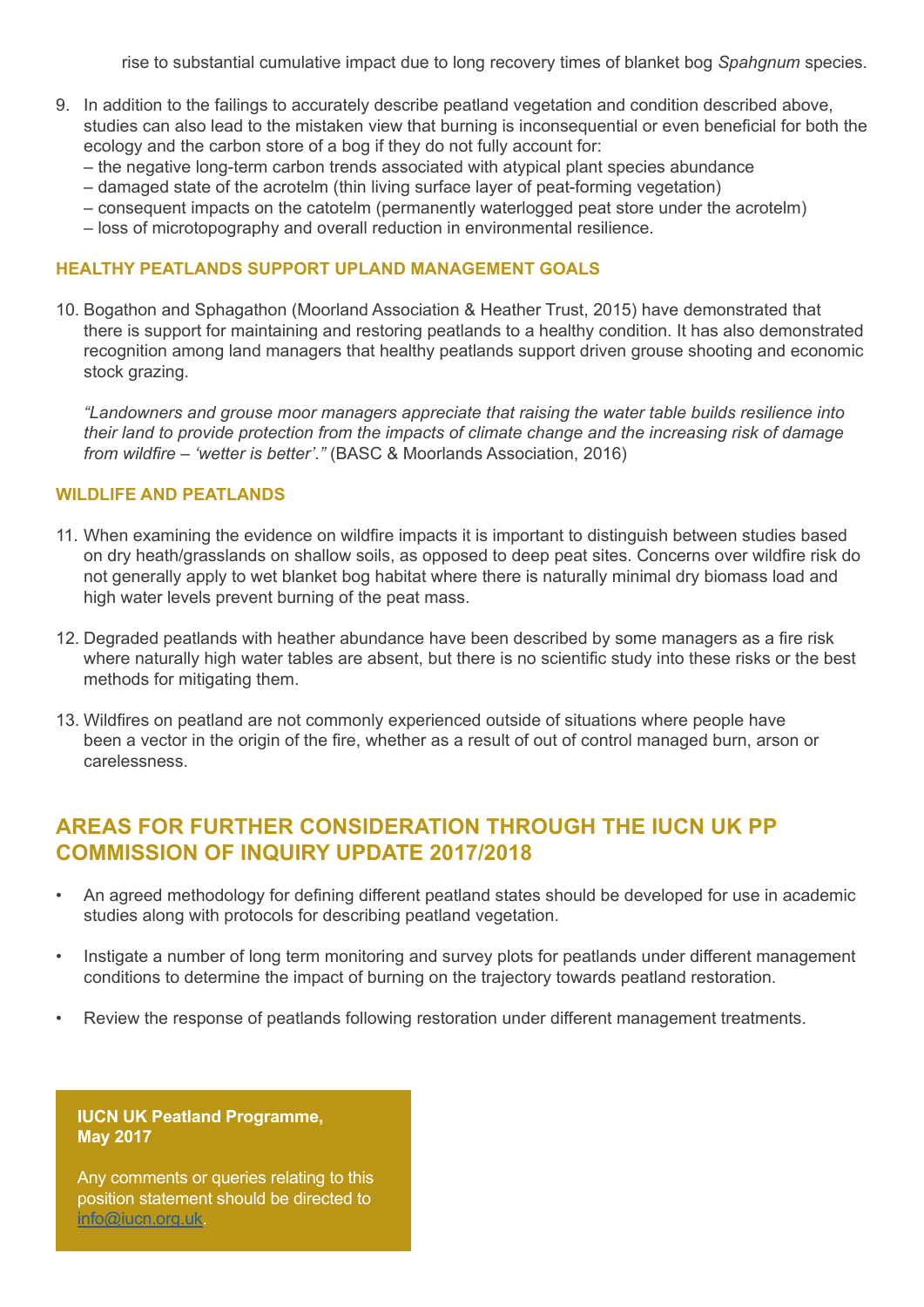rise to substantial cumulative impact due to long recovery times of blanket bog *Spahgnum* species.

9. In addition to the failings to accurately describe peatland vegetation and condition described above, studies can also lead to the mistaken view that burning is inconsequential or even beneficial for both the ecology and the carbon store of a bog if they do not fully account for:
   – the negative long-term carbon trends associated with atypical plant species abundance
   – damaged state of the acrotelm (thin living surface layer of peat-forming vegetation)
   – consequent impacts on the catotelm (permanently waterlogged peat store under the acrotelm)
   – loss of microtopography and overall reduction in environmental resilience.

### HEALTHY PEATLANDS SUPPORT UPLAND MANAGEMENT GOALS

10. Bogathon and Sphagathon (Moorland Association & Heather Trust, 2015) have demonstrated that there is support for maintaining and restoring peatlands to a healthy condition. It has also demonstrated recognition among land managers that healthy peatlands support driven grouse shooting and economic stock grazing.

    *“Landowners and grouse moor managers appreciate that raising the water table builds resilience into their land to provide protection from the impacts of climate change and the increasing risk of damage from wildfire – ‘wetter is better’.”* (BASC & Moorlands Association, 2016)

### WILDLIFE AND PEATLANDS

11. When examining the evidence on wildfire impacts it is important to distinguish between studies based on dry heath/grasslands on shallow soils, as opposed to deep peat sites. Concerns over wildfire risk do not generally apply to wet blanket bog habitat where there is naturally minimal dry biomass load and high water levels prevent burning of the peat mass.

12. Degraded peatlands with heather abundance have been described by some managers as a fire risk where naturally high water tables are absent, but there is no scientific study into these risks or the best methods for mitigating them.

13. Wildfires on peatland are not commonly experienced outside of situations where people have been a vector in the origin of the fire, whether as a result of out of control managed burn, arson or carelessness.

## AREAS FOR FURTHER CONSIDERATION THROUGH THE IUCN UK PP COMMISSION OF INQUIRY UPDATE 2017/2018

- An agreed methodology for defining different peatland states should be developed for use in academic studies along with protocols for describing peatland vegetation.

- Instigate a number of long term monitoring and survey plots for peatlands under different management conditions to determine the impact of burning on the trajectory towards peatland restoration.

- Review the response of peatlands following restoration under different management treatments.

**IUCN UK Peatland Programme, May 2017**

Any comments or queries relating to this position statement should be directed to info@iucn.org.uk.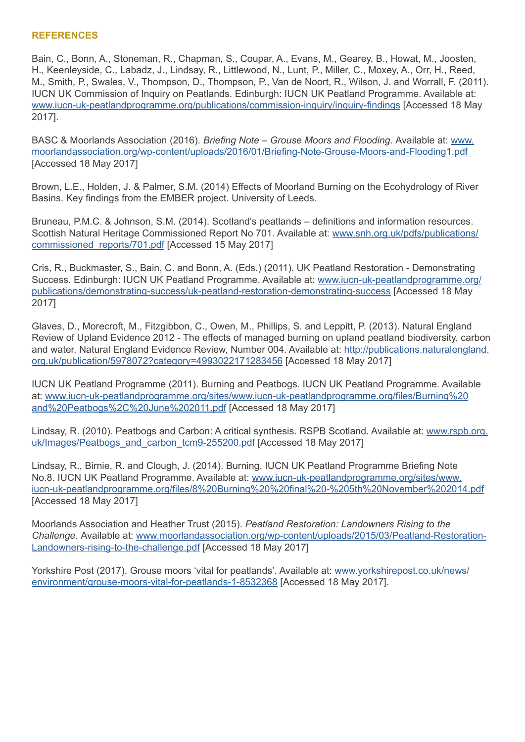## REFERENCES

Bain, C., Bonn, A., Stoneman, R., Chapman, S., Coupar, A., Evans, M., Gearey, B., Howat, M., Joosten, H., Keenleyside, C., Labadz, J., Lindsay, R., Littlewood, N., Lunt, P., Miller, C., Moxey, A., Orr, H., Reed, M., Smith, P., Swales, V., Thompson, D., Thompson, P., Van de Noort, R., Wilson, J. and Worrall, F. (2011). IUCN UK Commission of Inquiry on Peatlands. Edinburgh: IUCN UK Peatland Programme. Available at: www.iucn-uk-peatlandprogramme.org/publications/commission-inquiry/inquiry-findings [Accessed 18 May 2017].

BASC & Moorlands Association (2016). *Briefing Note – Grouse Moors and Flooding.* Available at: www.moorlandassociation.org/wp-content/uploads/2016/01/Briefing-Note-Grouse-Moors-and-Flooding1.pdf [Accessed 18 May 2017]

Brown, L.E., Holden, J. & Palmer, S.M. (2014) Effects of Moorland Burning on the Ecohydrology of River Basins. Key findings from the EMBER project. University of Leeds.

Bruneau, P.M.C. & Johnson, S.M. (2014). Scotland's peatlands – definitions and information resources. Scottish Natural Heritage Commissioned Report No 701. Available at: www.snh.org.uk/pdfs/publications/commissioned_reports/701.pdf [Accessed 15 May 2017]

Cris, R., Buckmaster, S., Bain, C. and Bonn, A. (Eds.) (2011). UK Peatland Restoration - Demonstrating Success. Edinburgh: IUCN UK Peatland Programme. Available at: www.iucn-uk-peatlandprogramme.org/publications/demonstrating-success/uk-peatland-restoration-demonstrating-success [Accessed 18 May 2017]

Glaves, D., Morecroft, M., Fitzgibbon, C., Owen, M., Phillips, S. and Leppitt, P. (2013). Natural England Review of Upland Evidence 2012 - The effects of managed burning on upland peatland biodiversity, carbon and water. Natural England Evidence Review, Number 004. Available at: http://publications.naturalengland.org.uk/publication/5978072?category=4993022171283456 [Accessed 18 May 2017]

IUCN UK Peatland Programme (2011). Burning and Peatbogs. IUCN UK Peatland Programme. Available at: www.iucn-uk-peatlandprogramme.org/sites/www.iucn-uk-peatlandprogramme.org/files/Burning%20and%20Peatbogs%2C%20June%202011.pdf [Accessed 18 May 2017]

Lindsay, R. (2010). Peatbogs and Carbon: A critical synthesis. RSPB Scotland. Available at: www.rspb.org.uk/Images/Peatbogs_and_carbon_tcm9-255200.pdf [Accessed 18 May 2017]

Lindsay, R., Birnie, R. and Clough, J. (2014). Burning. IUCN UK Peatland Programme Briefing Note No.8. IUCN UK Peatland Programme. Available at: www.iucn-uk-peatlandprogramme.org/sites/www.iucn-uk-peatlandprogramme.org/files/8%20Burning%20%20final%20-%205th%20November%202014.pdf [Accessed 18 May 2017]

Moorlands Association and Heather Trust (2015). *Peatland Restoration: Landowners Rising to the Challenge.* Available at: www.moorlandassociation.org/wp-content/uploads/2015/03/Peatland-Restoration-Landowners-rising-to-the-challenge.pdf [Accessed 18 May 2017]

Yorkshire Post (2017). Grouse moors 'vital for peatlands'. Available at: www.yorkshirepost.co.uk/news/environment/grouse-moors-vital-for-peatlands-1-8532368 [Accessed 18 May 2017].